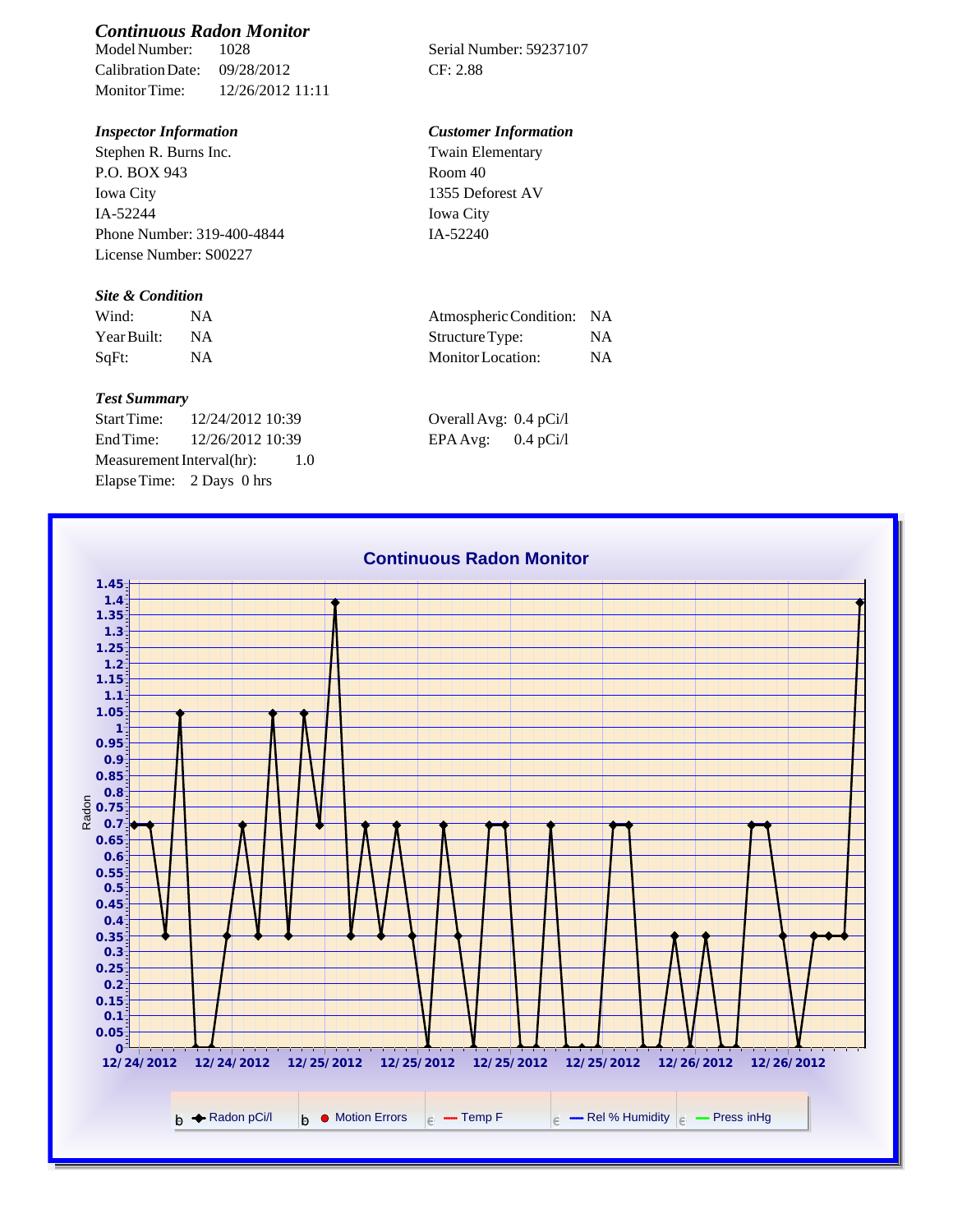## *Continuous Radon Monitor*

| | | | |
|---|---|---|---|
| Model Number: | 1028 | Serial Number: 59237107 | |
| Calibration Date: | 09/28/2012 | CF: 2.88 | |
| Monitor Time: | 12/26/2012 11:11 | | |

### *Inspector Information*

Stephen R. Burns Inc.
P.O. BOX 943
Iowa City
IA-52244
Phone Number: 319-400-4844
License Number: S00227

### *Customer Information*

Twain Elementary
Room 40
1355 Deforest AV
Iowa City
IA-52240

### *Site & Condition*

| | | | |
|---|---|---|---|
| Wind: | NA | Atmospheric Condition: | NA |
| Year Built: | NA | Structure Type: | NA |
| SqFt: | NA | Monitor Location: | NA |

### *Test Summary*

| | | | |
|---|---|---|---|
| Start Time: | 12/24/2012 10:39 | Overall Avg: | 0.4 pCi/l |
| End Time: | 12/26/2012 10:39 | EPA Avg: | 0.4 pCi/l |
| Measurement Interval(hr): | 1.0 | | |
| Elapse Time: | 2 Days 0 hrs | | |

**Continuous Radon Monitor**

Legend: Radon pCi/l, Motion Errors, Temp F, Rel % Humidity, Press inHg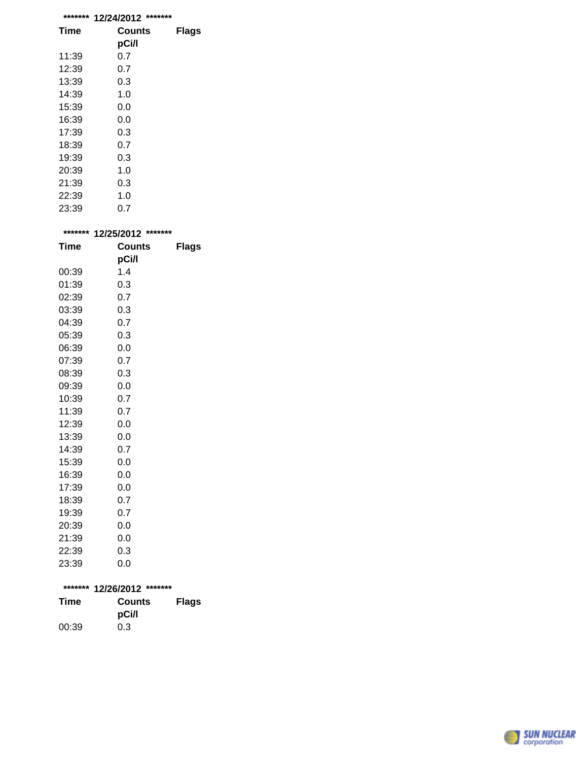**\*\*\*\*\*\*\* 12/24/2012 \*\*\*\*\*\*\***

| Time | Counts pCi/l | Flags |
|---|---|---|
| 11:39 | 0.7 | |
| 12:39 | 0.7 | |
| 13:39 | 0.3 | |
| 14:39 | 1.0 | |
| 15:39 | 0.0 | |
| 16:39 | 0.0 | |
| 17:39 | 0.3 | |
| 18:39 | 0.7 | |
| 19:39 | 0.3 | |
| 20:39 | 1.0 | |
| 21:39 | 0.3 | |
| 22:39 | 1.0 | |
| 23:39 | 0.7 | |

**\*\*\*\*\*\*\* 12/25/2012 \*\*\*\*\*\*\***

| Time | Counts pCi/l | Flags |
|---|---|---|
| 00:39 | 1.4 | |
| 01:39 | 0.3 | |
| 02:39 | 0.7 | |
| 03:39 | 0.3 | |
| 04:39 | 0.7 | |
| 05:39 | 0.3 | |
| 06:39 | 0.0 | |
| 07:39 | 0.7 | |
| 08:39 | 0.3 | |
| 09:39 | 0.0 | |
| 10:39 | 0.7 | |
| 11:39 | 0.7 | |
| 12:39 | 0.0 | |
| 13:39 | 0.0 | |
| 14:39 | 0.7 | |
| 15:39 | 0.0 | |
| 16:39 | 0.0 | |
| 17:39 | 0.0 | |
| 18:39 | 0.7 | |
| 19:39 | 0.7 | |
| 20:39 | 0.0 | |
| 21:39 | 0.0 | |
| 22:39 | 0.3 | |
| 23:39 | 0.0 | |

**\*\*\*\*\*\*\* 12/26/2012 \*\*\*\*\*\*\***

| Time | Counts pCi/l | Flags |
|---|---|---|
| 00:39 | 0.3 | |

SUN NUCLEAR corporation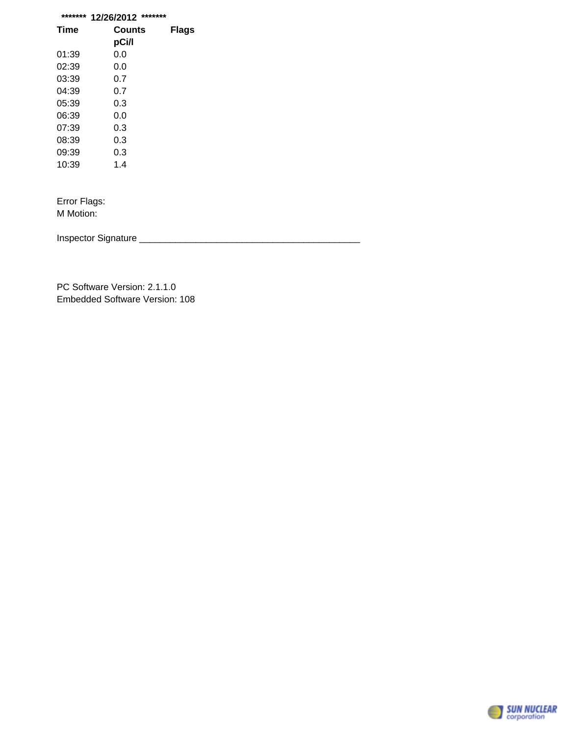******* 12/26/2012 *******

| Time | Counts pCi/l | Flags |
|---|---|---|
| 01:39 | 0.0 | |
| 02:39 | 0.0 | |
| 03:39 | 0.7 | |
| 04:39 | 0.7 | |
| 05:39 | 0.3 | |
| 06:39 | 0.0 | |
| 07:39 | 0.3 | |
| 08:39 | 0.3 | |
| 09:39 | 0.3 | |
| 10:39 | 1.4 | |

Error Flags:
M Motion:

Inspector Signature ___________________________________________

PC Software Version: 2.1.1.0
Embedded Software Version: 108

SUN NUCLEAR corporation